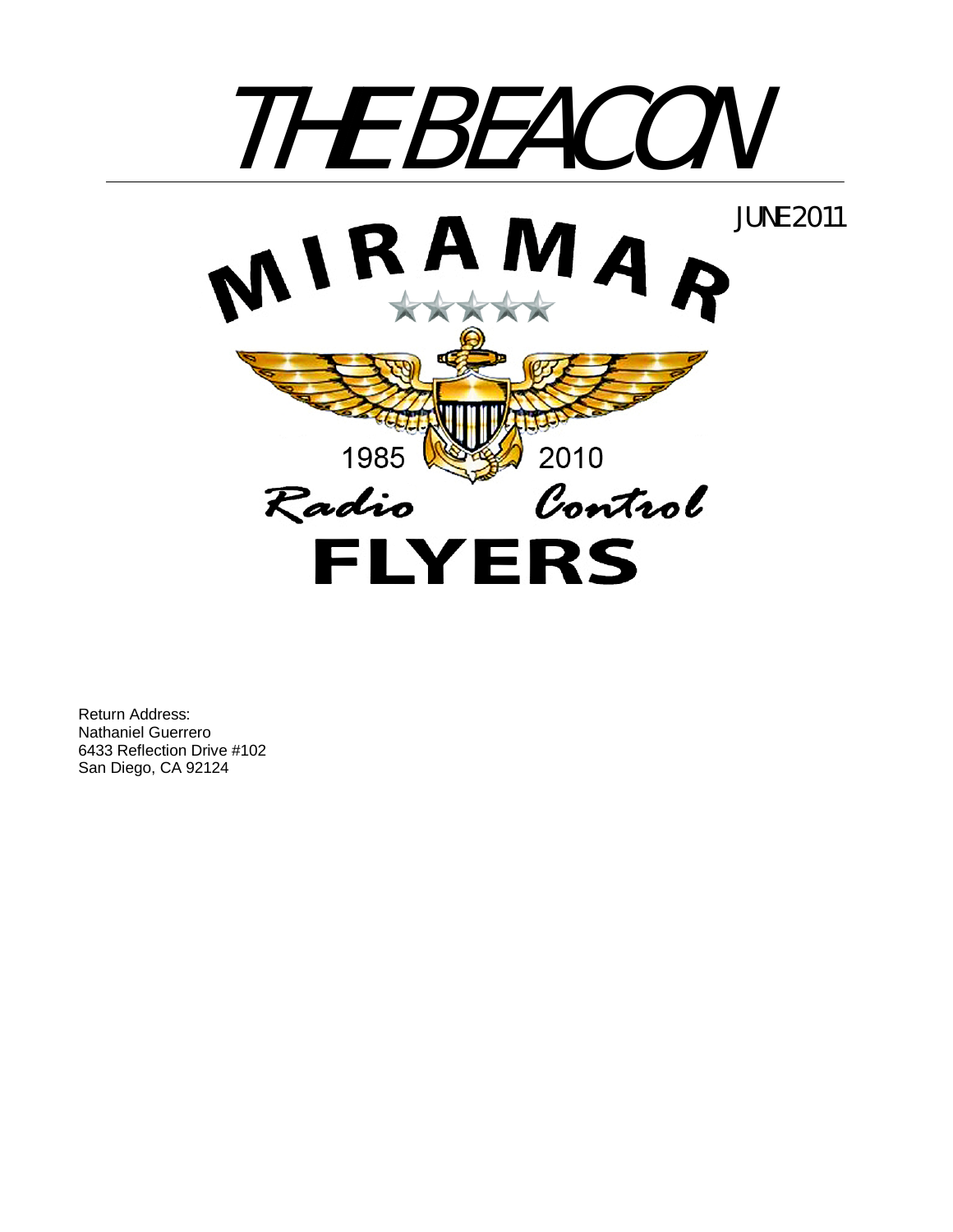# THE BEACON

JUNE 2011

MIRAMAR

1985 2010

Radio Control

FLYERS

Return Address:
Nathaniel Guerrero
6433 Reflection Drive #102
San Diego, CA 92124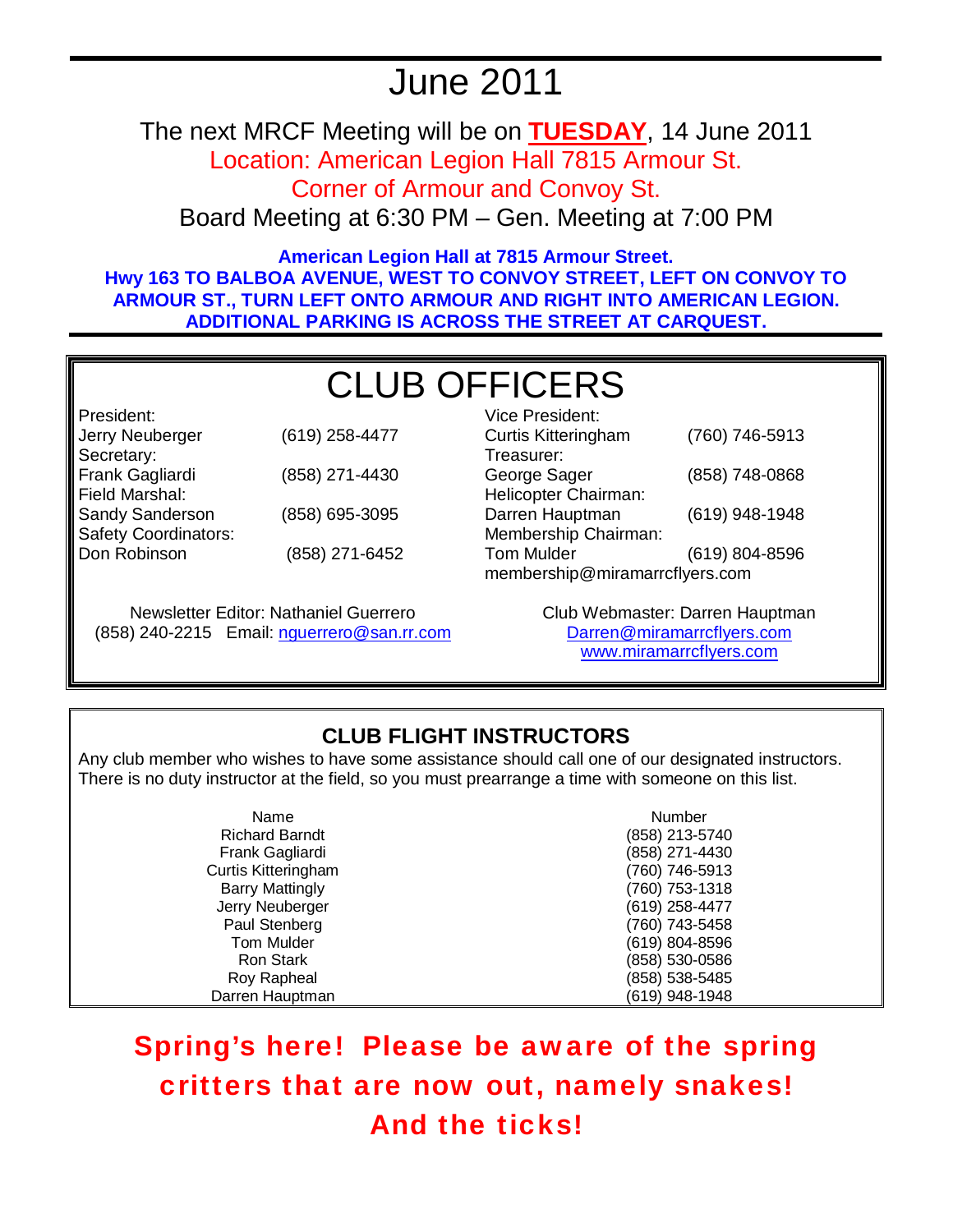# June 2011

The next MRCF Meeting will be on **TUESDAY**, 14 June 2011

Location: American Legion Hall 7815 Armour St.

Corner of Armour and Convoy St.

Board Meeting at 6:30 PM – Gen. Meeting at 7:00 PM

**American Legion Hall at 7815 Armour Street.**
**Hwy 163 TO BALBOA AVENUE, WEST TO CONVOY STREET, LEFT ON CONVOY TO ARMOUR ST., TURN LEFT ONTO ARMOUR AND RIGHT INTO AMERICAN LEGION. ADDITIONAL PARKING IS ACROSS THE STREET AT CARQUEST.**

## CLUB OFFICERS

| Position | Name | Phone |
|---|---|---|
| President: | Jerry Neuberger | (619) 258-4477 |
| Secretary: | Frank Gagliardi | (858) 271-4430 |
| Field Marshal: | Sandy Sanderson | (858) 695-3095 |
| Safety Coordinators: | Don Robinson | (858) 271-6452 |
| Vice President: | Curtis Kitteringham | (760) 746-5913 |
| Treasurer: | George Sager | (858) 748-0868 |
| Helicopter Chairman: | Darren Hauptman | (619) 948-1948 |
| Membership Chairman: | Tom Mulder | (619) 804-8596 |

membership@miramarrcflyers.com

Newsletter Editor: Nathaniel Guerrero
(858) 240-2215 Email: nguerrero@san.rr.com

Club Webmaster: Darren Hauptman
Darren@miramarrcflyers.com
www.miramarrcflyers.com

## CLUB FLIGHT INSTRUCTORS

Any club member who wishes to have some assistance should call one of our designated instructors. There is no duty instructor at the field, so you must prearrange a time with someone on this list.

| Name | Number |
|---|---|
| Richard Barndt | (858) 213-5740 |
| Frank Gagliardi | (858) 271-4430 |
| Curtis Kitteringham | (760) 746-5913 |
| Barry Mattingly | (760) 753-1318 |
| Jerry Neuberger | (619) 258-4477 |
| Paul Stenberg | (760) 743-5458 |
| Tom Mulder | (619) 804-8596 |
| Ron Stark | (858) 530-0586 |
| Roy Rapheal | (858) 538-5485 |
| Darren Hauptman | (619) 948-1948 |

**Spring's here! Please be aware of the spring critters that are now out, namely snakes! And the ticks!**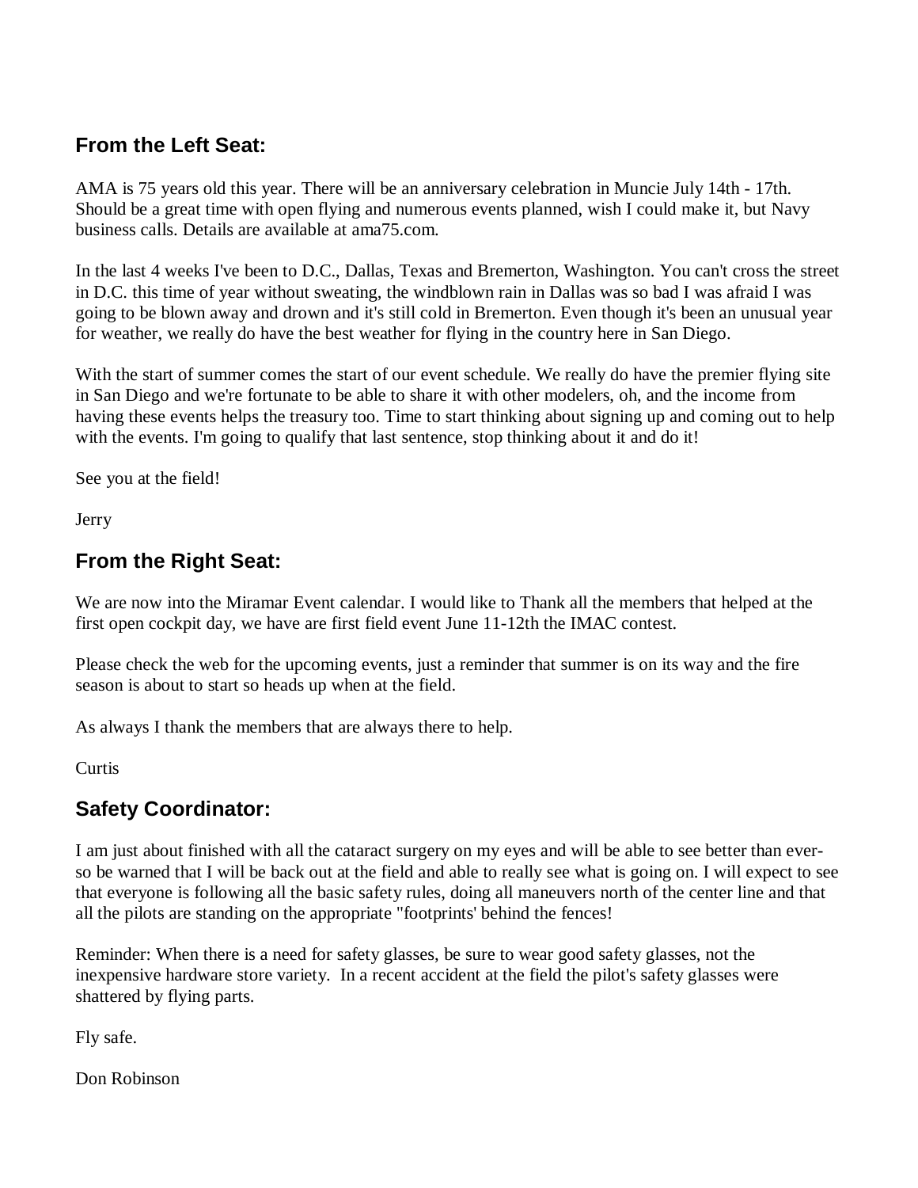## From the Left Seat:

AMA is 75 years old this year. There will be an anniversary celebration in Muncie July 14th - 17th. Should be a great time with open flying and numerous events planned, wish I could make it, but Navy business calls. Details are available at ama75.com.

In the last 4 weeks I've been to D.C., Dallas, Texas and Bremerton, Washington. You can't cross the street in D.C. this time of year without sweating, the windblown rain in Dallas was so bad I was afraid I was going to be blown away and drown and it's still cold in Bremerton. Even though it's been an unusual year for weather, we really do have the best weather for flying in the country here in San Diego.

With the start of summer comes the start of our event schedule. We really do have the premier flying site in San Diego and we're fortunate to be able to share it with other modelers, oh, and the income from having these events helps the treasury too. Time to start thinking about signing up and coming out to help with the events. I'm going to qualify that last sentence, stop thinking about it and do it!

See you at the field!

Jerry

## From the Right Seat:

We are now into the Miramar Event calendar. I would like to Thank all the members that helped at the first open cockpit day, we have are first field event June 11-12th the IMAC contest.

Please check the web for the upcoming events, just a reminder that summer is on its way and the fire season is about to start so heads up when at the field.

As always I thank the members that are always there to help.

Curtis

## Safety Coordinator:

I am just about finished with all the cataract surgery on my eyes and will be able to see better than ever- so be warned that I will be back out at the field and able to really see what is going on. I will expect to see that everyone is following all the basic safety rules, doing all maneuvers north of the center line and that all the pilots are standing on the appropriate "footprints' behind the fences!

Reminder: When there is a need for safety glasses, be sure to wear good safety glasses, not the inexpensive hardware store variety. In a recent accident at the field the pilot's safety glasses were shattered by flying parts.

Fly safe.

Don Robinson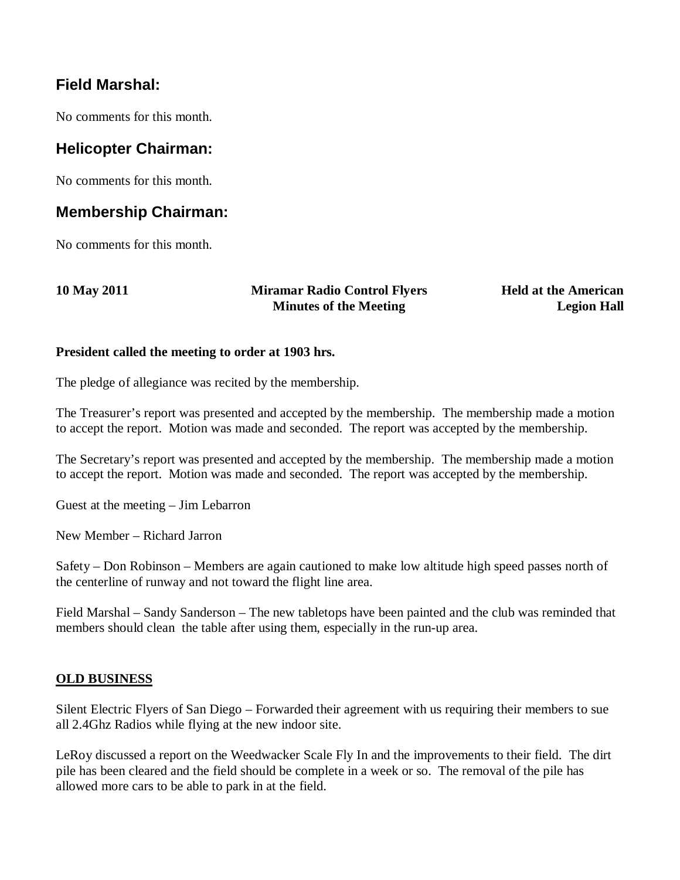## Field Marshal:

No comments for this month.

## Helicopter Chairman:

No comments for this month.

## Membership Chairman:

No comments for this month.

**10 May 2011** **Miramar Radio Control Flyers Minutes of the Meeting** **Held at the American Legion Hall**

**President called the meeting to order at 1903 hrs.**

The pledge of allegiance was recited by the membership.

The Treasurer's report was presented and accepted by the membership. The membership made a motion to accept the report. Motion was made and seconded. The report was accepted by the membership.

The Secretary's report was presented and accepted by the membership. The membership made a motion to accept the report. Motion was made and seconded. The report was accepted by the membership.

Guest at the meeting – Jim Lebarron

New Member – Richard Jarron

Safety – Don Robinson – Members are again cautioned to make low altitude high speed passes north of the centerline of runway and not toward the flight line area.

Field Marshal – Sandy Sanderson – The new tabletops have been painted and the club was reminded that members should clean the table after using them, especially in the run-up area.

**OLD BUSINESS**

Silent Electric Flyers of San Diego – Forwarded their agreement with us requiring their members to sue all 2.4Ghz Radios while flying at the new indoor site.

LeRoy discussed a report on the Weedwacker Scale Fly In and the improvements to their field. The dirt pile has been cleared and the field should be complete in a week or so. The removal of the pile has allowed more cars to be able to park in at the field.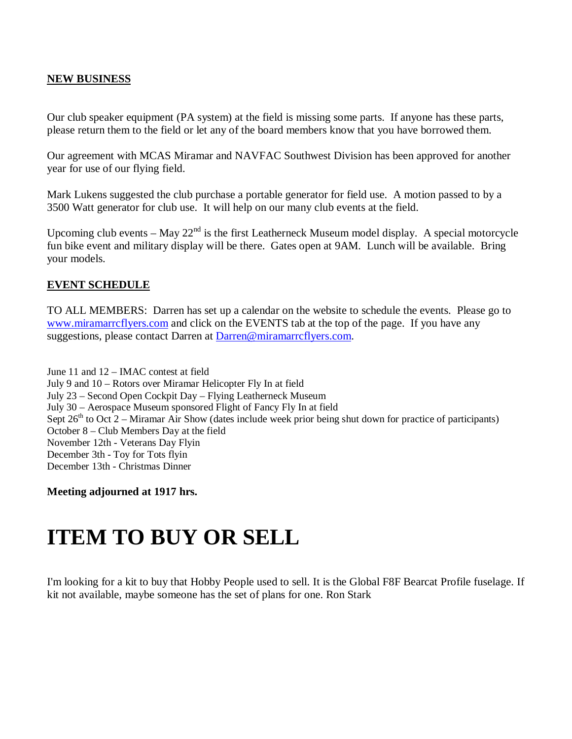**NEW BUSINESS**

Our club speaker equipment (PA system) at the field is missing some parts. If anyone has these parts, please return them to the field or let any of the board members know that you have borrowed them.

Our agreement with MCAS Miramar and NAVFAC Southwest Division has been approved for another year for use of our flying field.

Mark Lukens suggested the club purchase a portable generator for field use. A motion passed to by a 3500 Watt generator for club use. It will help on our many club events at the field.

Upcoming club events – May 22nd is the first Leatherneck Museum model display. A special motorcycle fun bike event and military display will be there. Gates open at 9AM. Lunch will be available. Bring your models.

**EVENT SCHEDULE**

TO ALL MEMBERS: Darren has set up a calendar on the website to schedule the events. Please go to [www.miramarrcflyers.com](http://www.miramarrcflyers.com) and click on the EVENTS tab at the top of the page. If you have any suggestions, please contact Darren at [Darren@miramarrcflyers.com](mailto:Darren@miramarrcflyers.com).

June 11 and 12 – IMAC contest at field
July 9 and 10 – Rotors over Miramar Helicopter Fly In at field
July 23 – Second Open Cockpit Day – Flying Leatherneck Museum
July 30 – Aerospace Museum sponsored Flight of Fancy Fly In at field
Sept 26th to Oct 2 – Miramar Air Show (dates include week prior being shut down for practice of participants)
October 8 – Club Members Day at the field
November 12th - Veterans Day Flyin
December 3th - Toy for Tots flyin
December 13th - Christmas Dinner

**Meeting adjourned at 1917 hrs.**

# ITEM TO BUY OR SELL

I'm looking for a kit to buy that Hobby People used to sell. It is the Global F8F Bearcat Profile fuselage. If kit not available, maybe someone has the set of plans for one. Ron Stark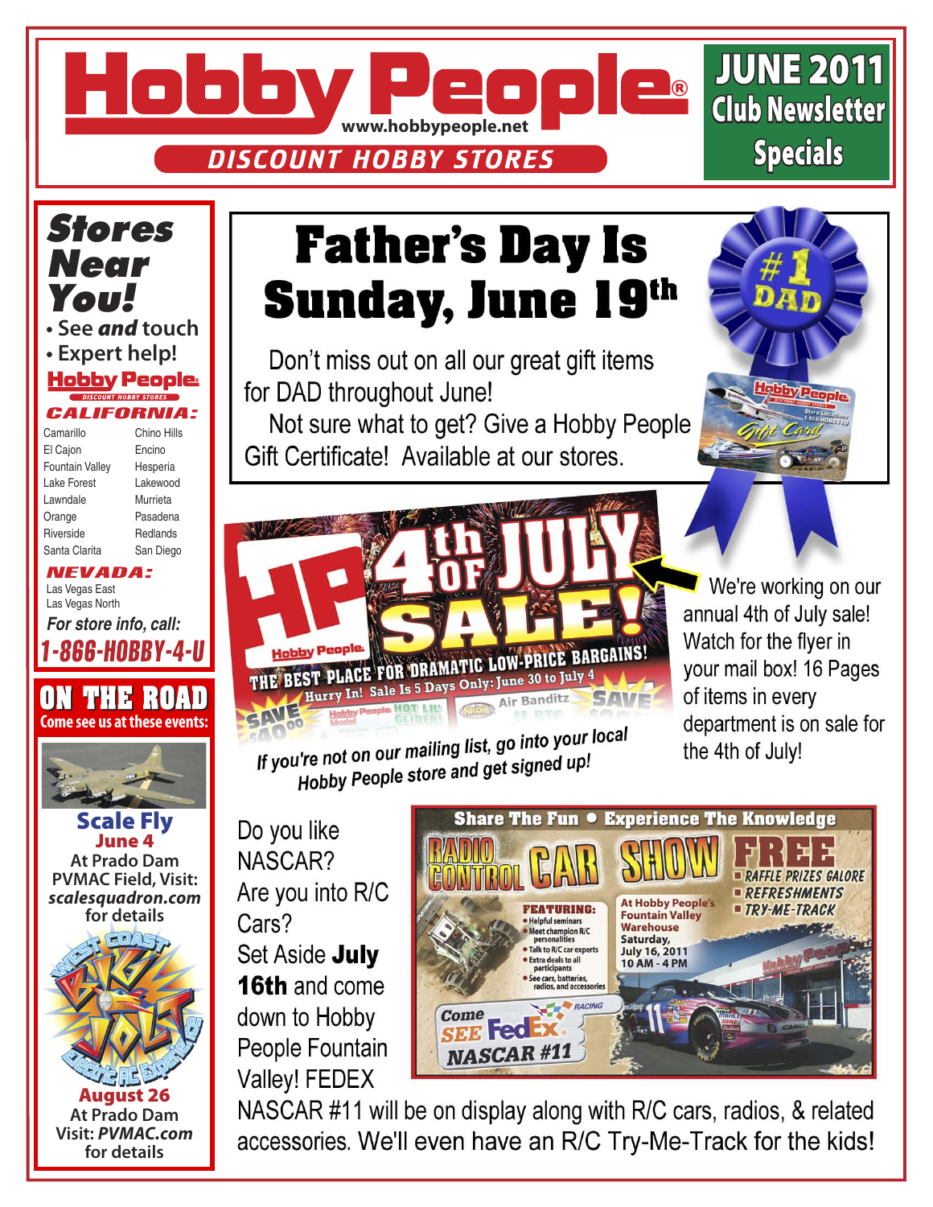# Hobby People®

www.hobbypeople.net

DISCOUNT HOBBY STORES

**JUNE 2011 Club Newsletter Specials**

## Stores Near You!

- See *and* touch
- Expert help!

Hobby People DISCOUNT HOBBY STORES

### CALIFORNIA:

| | |
|---|---|
| Camarillo | Chino Hills |
| El Cajon | Encino |
| Fountain Valley | Hesperia |
| Lake Forest | Lakewood |
| Lawndale | Murrieta |
| Orange | Pasadena |
| Riverside | Redlands |
| Santa Clarita | San Diego |

### NEVADA:

Las Vegas East
Las Vegas North

*For store info, call:*

**1-866-HOBBY-4-U**

## ON THE ROAD

**Come see us at these events:**

**Scale Fly**
**June 4**
At Prado Dam
PVMAC Field, Visit:
***scalesquadron.com***
for details

**August 26**
At Prado Dam
Visit: ***PVMAC.com***
for details

# Father's Day Is Sunday, June 19th

Don't miss out on all our great gift items for DAD throughout June!

Not sure what to get? Give a Hobby People Gift Certificate! Available at our stores.

# 4th of JULY SALE!

THE BEST PLACE FOR DRAMATIC LOW-PRICE BARGAINS!

Hurry In! Sale Is 5 Days Only: June 30 to July 4

*If you're not on our mailing list, go into your local Hobby People store and get signed up!*

We're working on our annual 4th of July sale! Watch for the flyer in your mail box! 16 Pages of items in every department is on sale for the 4th of July!

Do you like NASCAR? Are you into R/C Cars? Set Aside **July 16th** and come down to Hobby People Fountain Valley! FEDEX NASCAR #11 will be on display along with R/C cars, radios, & related accessories. We'll even have an R/C Try-Me-Track for the kids!

**Share The Fun • Experience The Knowledge**

## RADIO CONTROL CAR SHOW FREE

- RAFFLE PRIZES GALORE
- REFRESHMENTS
- TRY-ME-TRACK

**FEATURING:**

- Helpful seminars
- Meet champion R/C personalities
- Talk to R/C car experts
- Extra deals to all participants
- See cars, batteries, radios, and accessories

At Hobby People's Fountain Valley Warehouse
Saturday, July 16, 2011
10 AM - 4 PM

Come SEE FedEx NASCAR #11